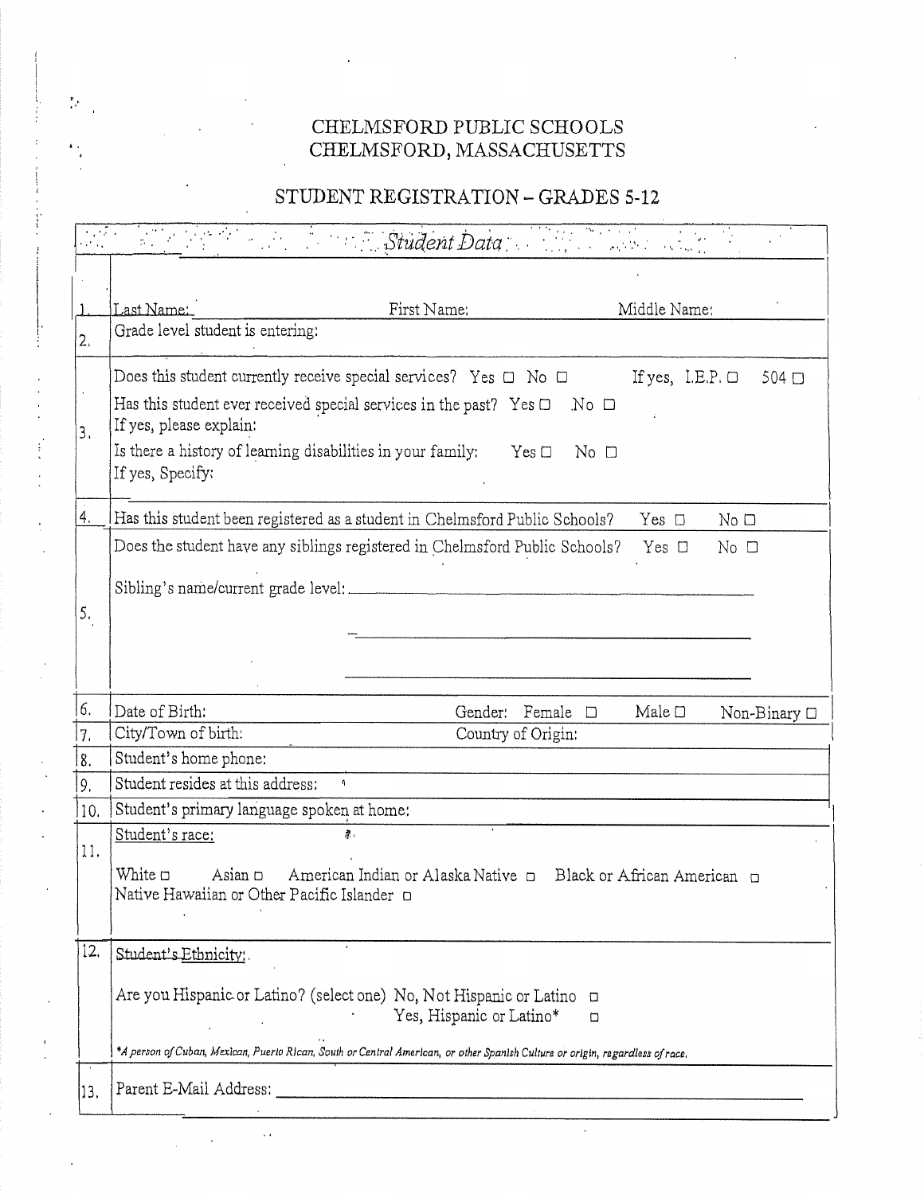# CHELMSFORD PUBLIC SCHOOLS
# CHELMSFORD, MASSACHUSETTS

## STUDENT REGISTRATION – GRADES 5-12

| | *Student Data* |
|---|---|
| 1. | Last Name: First Name: Middle Name: |
| 2. | Grade level student is entering: |
| 3. | Does this student currently receive special services? Yes ☐ No ☐ If yes, I.E.P. ☐ 504 ☐<br>Has this student ever received special services in the past? Yes ☐ No ☐<br>If yes, please explain:<br>Is there a history of learning disabilities in your family: Yes ☐ No ☐<br>If yes, Specify: |
| 4. | Has this student been registered as a student in Chelmsford Public Schools? Yes ☐ No ☐ |
| 5. | Does the student have any siblings registered in Chelmsford Public Schools? Yes ☐ No ☐<br>Sibling's name/current grade level: ______________________________ |
| 6. | Date of Birth: Gender: Female ☐ Male ☐ Non-Binary ☐ |
| 7. | City/Town of birth: Country of Origin: |
| 8. | Student's home phone: |
| 9. | Student resides at this address: |
| 10. | Student's primary language spoken at home: |
| 11. | Student's race:<br>White ☐ Asian ☐ American Indian or Alaska Native ☐ Black or African American ☐<br>Native Hawaiian or Other Pacific Islander ☐ |
| 12. | Student's Ethnicity:<br>Are you Hispanic or Latino? (select one) No, Not Hispanic or Latino ☐<br>Yes, Hispanic or Latino* ☐<br>**A person of Cuban, Mexican, Puerto Rican, South or Central American, or other Spanish Culture or origin, regardless of race.* |
| 13. | Parent E-Mail Address: ______________________________ |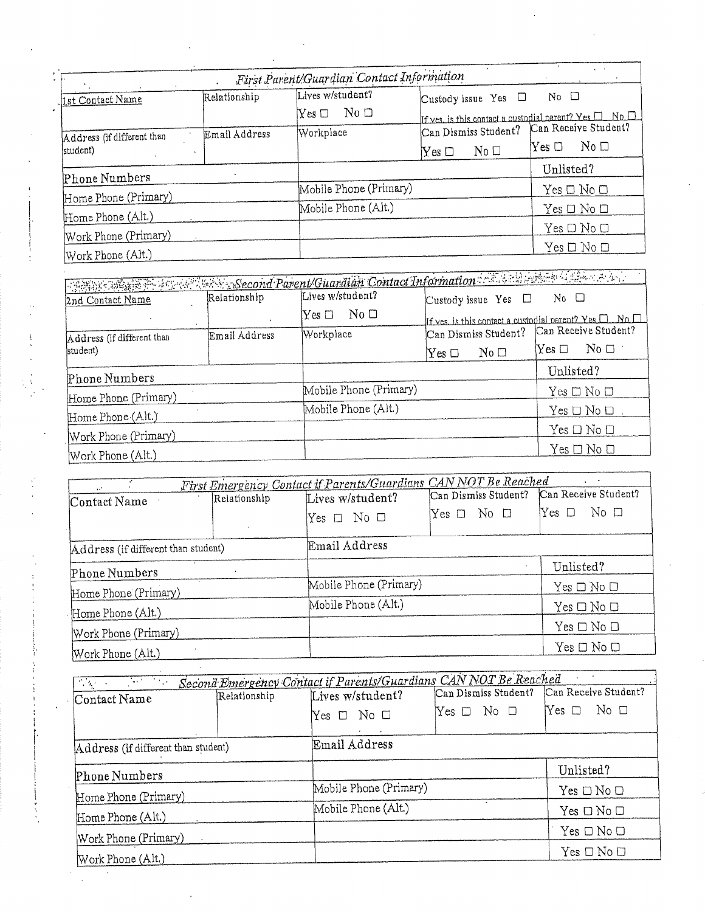### First Parent/Guardian Contact Information

| 1st Contact Name | Relationship | Lives w/student? Yes ☐ No ☐ | Custody issue Yes ☐ No ☐ If yes, is this contact a custodial parent? Yes ☐ No ☐ | |
|---|---|---|---|---|
| Address (if different than student) | Email Address | Workplace | Can Dismiss Student? Yes ☐ No ☐ | Can Receive Student? Yes ☐ No ☐ |

| Phone Numbers | | Unlisted? |
|---|---|---|
| Home Phone (Primary) | Mobile Phone (Primary) | Yes ☐ No ☐ |
| Home Phone (Alt.) | Mobile Phone (Alt.) | Yes ☐ No ☐ |
| Work Phone (Primary) | | Yes ☐ No ☐ |
| Work Phone (Alt.) | | Yes ☐ No ☐ |

### Second Parent/Guardian Contact Information

| 2nd Contact Name | Relationship | Lives w/student? Yes ☐ No ☐ | Custody issue Yes ☐ No ☐ If yes, is this contact a custodial parent? Yes ☐ No ☐ | |
|---|---|---|---|---|
| Address (if different than student) | Email Address | Workplace | Can Dismiss Student? Yes ☐ No ☐ | Can Receive Student? Yes ☐ No ☐ |

| Phone Numbers | | Unlisted? |
|---|---|---|
| Home Phone (Primary) | Mobile Phone (Primary) | Yes ☐ No ☐ |
| Home Phone (Alt.) | Mobile Phone (Alt.) | Yes ☐ No ☐ |
| Work Phone (Primary) | | Yes ☐ No ☐ |
| Work Phone (Alt.) | | Yes ☐ No ☐ |

### First Emergency Contact if Parents/Guardians CAN NOT Be Reached

| Contact Name | Relationship | Lives w/student? Yes ☐ No ☐ | Can Dismiss Student? Yes ☐ No ☐ | Can Receive Student? Yes ☐ No ☐ |
|---|---|---|---|---|
| Address (if different than student) | | Email Address | | |

| Phone Numbers | | Unlisted? |
|---|---|---|
| Home Phone (Primary) | Mobile Phone (Primary) | Yes ☐ No ☐ |
| Home Phone (Alt.) | Mobile Phone (Alt.) | Yes ☐ No ☐ |
| Work Phone (Primary) | | Yes ☐ No ☐ |
| Work Phone (Alt.) | | Yes ☐ No ☐ |

### Second Emergency Contact if Parents/Guardians CAN NOT Be Reached

| Contact Name | Relationship | Lives w/student? Yes ☐ No ☐ | Can Dismiss Student? Yes ☐ No ☐ | Can Receive Student? Yes ☐ No ☐ |
|---|---|---|---|---|
| Address (if different than student) | | Email Address | | |

| Phone Numbers | | Unlisted? |
|---|---|---|
| Home Phone (Primary) | Mobile Phone (Primary) | Yes ☐ No ☐ |
| Home Phone (Alt.) | Mobile Phone (Alt.) | Yes ☐ No ☐ |
| Work Phone (Primary) | | Yes ☐ No ☐ |
| Work Phone (Alt.) | | Yes ☐ No ☐ |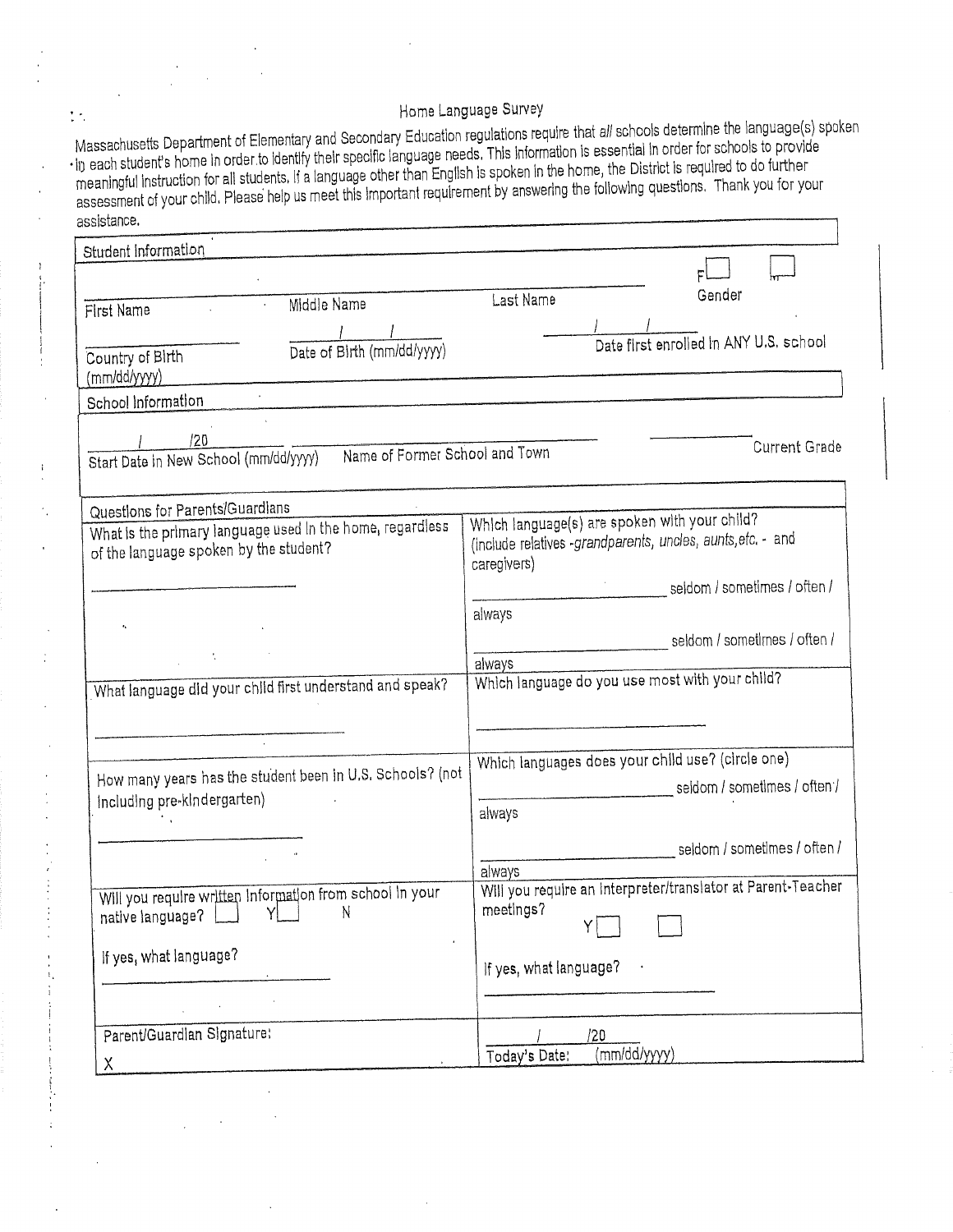# Home Language Survey

Massachusetts Department of Elementary and Secondary Education regulations require that *all* schools determine the language(s) spoken in each student's home in order to identify their specific language needs. This information is essential in order for schools to provide meaningful instruction for all students. If a language other than English is spoken in the home, the District is required to do further assessment of your child. Please help us meet this important requirement by answering the following questions. Thank you for your assistance.

## Student Information

| | | | |
|---|---|---|---|
| First Name | Middle Name | Last Name | Gender F ☐ M ☐ |
| Country of Birth (mm/dd/yyyy) | ___/___/______ Date of Birth (mm/dd/yyyy) | ___/___/______ Date first enrolled in ANY U.S. school | |

## School Information

| | | |
|---|---|---|
| ___/___/20___ Start Date in New School (mm/dd/yyyy) | Name of Former School and Town | Current Grade |

## Questions for Parents/Guardians

| | |
|---|---|
| What is the primary language used in the home, regardless of the language spoken by the student?<br><br>______________________ | Which language(s) are spoken with your child? (include relatives -*grandparents, uncles, aunts, etc.* - and caregivers)<br><br>______________________ seldom / sometimes / often / always<br><br>______________________ seldom / sometimes / often / always |
| What language did your child first understand and speak?<br><br>______________________ | Which language do you use most with your child?<br><br>______________________ |
| How many years has the student been in U.S. Schools? (not including pre-kindergarten)<br><br>______________________ | Which languages does your child use? (circle one)<br><br>______________________ seldom / sometimes / often / always<br><br>______________________ seldom / sometimes / often / always |
| Will you require written information from school in your native language? ☐ Y ☐ N<br><br>If yes, what language?<br><br>______________________ | Will you require an interpreter/translator at Parent-Teacher meetings? Y ☐ ☐<br><br>If yes, what language?<br><br>______________________ |
| Parent/Guardian Signature:<br><br>X | ___/___/20___<br>Today's Date: (mm/dd/yyyy) |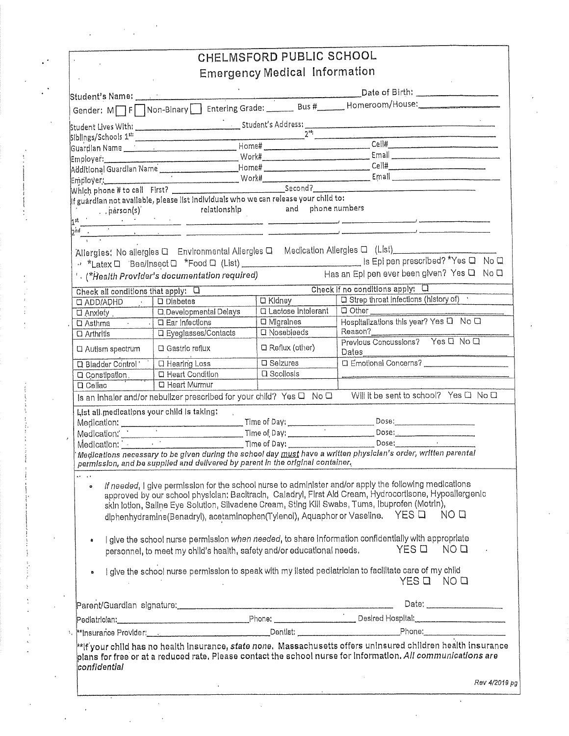# CHELMSFORD PUBLIC SCHOOL

## Emergency Medical Information

Student's Name: ______________________________ Date of Birth: __________

Gender: M ☐ F ☐ Non-Binary ☐ Entering Grade: ______ Bus #______ Homeroom/House: __________

Student Lives With: ______________ Student's Address: ______________________________

Siblings/Schools 1st: ______________________ 2nd: ______________________

Guardian Name ______________ Home# ______________ Cell# ______________

Employer: ______________ Work# ______________ Email ______________

Additional Guardian Name ______________ Home# ______________ Cell# ______________

Employer: ______________ Work# ______________ Email ______________

Which phone # to call First? ______________ Second? ______________

If guardian not available, please list individuals who we can release your child to:

person(s) relationship and phone numbers

1st ______________ ______________ ______________, ______________, ______________

2nd ______________ ______________ ______________, ______________, ______________

Allergies: No allergies ☐ Environmental Allergies ☐ Medication Allergies ☐ (List) ______________

*Latex ☐ Bee/Insect ☐ *Food ☐ (List) ______________ Is Epi pen prescribed? *Yes ☐ No ☐

(*Health Provider's documentation required) Has an Epi pen ever been given? Yes ☐ No ☐

| Check all conditions that apply: ☐ | | | Check if no conditions apply: ☐ |
|---|---|---|---|
| ☐ ADD/ADHD | ☐ Diabetes | ☐ Kidney | ☐ Strep throat infections (history of) |
| ☐ Anxiety | ☐ Developmental Delays | ☐ Lactose Intolerant | ☐ Other ______________ |
| ☐ Asthma | ☐ Ear Infections | ☐ Migraines | Hospitalizations this year? Yes ☐ No ☐ |
| ☐ Arthritis | ☐ Eyeglasses/Contacts | ☐ Nosebleeds | Reason? ______________ |
| ☐ Autism spectrum | ☐ Gastric reflux | ☐ Reflux (other) | Previous Concussions? Yes ☐ No ☐ Dates ______________ |
| ☐ Bladder Control | ☐ Hearing Loss | ☐ Seizures | ☐ Emotional Concerns? ______________ |
| ☐ Constipation | ☐ Heart Condition | ☐ Scoliosis | |
| ☐ Celiac | ☐ Heart Murmur | | |

Is an inhaler and/or nebulizer prescribed for your child? Yes ☐ No ☐ Will it be sent to school? Yes ☐ No ☐

List all medications your child is taking:

Medication: ______________ Time of Day: ______________ Dose: ______________

Medication: ______________ Time of Day: ______________ Dose: ______________

Medication: ______________ Time of Day: ______________ Dose: ______________

*Medications necessary to be given during the school day must have a written physician's order, written parental permission, and be supplied and delivered by parent in the original container.*

- *If needed*, I give permission for the school nurse to administer and/or apply the following medications approved by our school physician: Bacitracin, Caladryl, First Aid Cream, Hydrocortisone, Hypoallergenic skin lotion, Saline Eye Solution, Silvadene Cream, Sting Kill Swabs, Tums, Ibuprofen (Motrin), diphenhydramine(Benadryl), acetaminophen(Tylenol), Aquaphor or Vaseline. YES ☐ NO ☐

- I give the school nurse permission *when needed*, to share information confidentially with appropriate personnel, to meet my child's health, safety and/or educational needs. YES ☐ NO ☐

- I give the school nurse permission to speak with my listed pediatrician to facilitate care of my child YES ☐ NO ☐

Parent/Guardian signature: ______________________________ Date: ______________

Pediatrician: ______________ Phone: ______________ Desired Hospital: ______________

**Insurance Provider: ______________ Dentist: ______________ Phone: ______________

**If your child has no health insurance, *state none*. Massachusetts offers uninsured children health insurance plans for free or at a reduced rate. Please contact the school nurse for information. *All communications are confidential***

Rev 4/2019 pg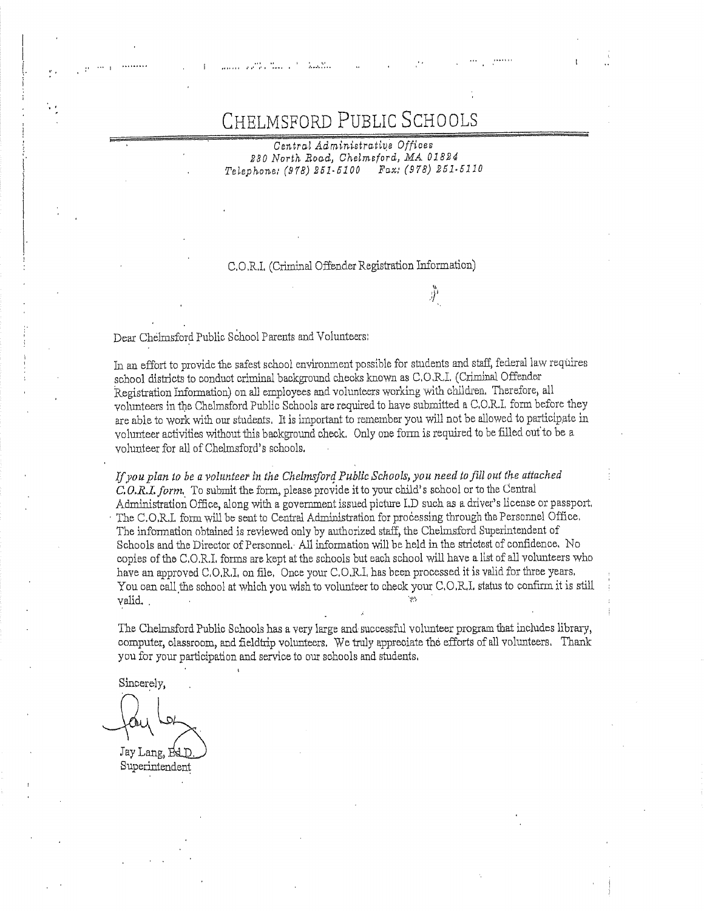# CHELMSFORD PUBLIC SCHOOLS

*Central Administrative Offices*
*230 North Road, Chelmsford, MA 01824*
*Telephone: (978) 251-5100     Fax: (978) 251-5110*

C.O.R.I. (Criminal Offender Registration Information)

Dear Chelmsford Public School Parents and Volunteers:

In an effort to provide the safest school environment possible for students and staff, federal law requires school districts to conduct criminal background checks known as C.O.R.I. (Criminal Offender Registration Information) on all employees and volunteers working with children. Therefore, all volunteers in the Chelmsford Public Schools are required to have submitted a C.O.R.I. form before they are able to work with our students. It is important to remember you will not be allowed to participate in volunteer activities without this background check. Only one form is required to be filled out to be a volunteer for all of Chelmsford's schools.

*If you plan to be a volunteer in the Chelmsford Public Schools, you need to fill out the attached C.O.R.I. form.* To submit the form, please provide it to your child's school or to the Central Administration Office, along with a government issued picture I.D such as a driver's license or passport. The C.O.R.I. form will be sent to Central Administration for processing through the Personnel Office. The information obtained is reviewed only by authorized staff, the Chelmsford Superintendent of Schools and the Director of Personnel. All information will be held in the strictest of confidence. No copies of the C.O.R.I. forms are kept at the schools but each school will have a list of all volunteers who have an approved C.O.R.I. on file. Once your C.O.R.I. has been processed it is valid for three years. You can call the school at which you wish to volunteer to check your C.O.R.I. status to confirm it is still valid.

The Chelmsford Public Schools has a very large and successful volunteer program that includes library, computer, classroom, and fieldtrip volunteers. We truly appreciate the efforts of all volunteers. Thank you for your participation and service to our schools and students.

Sincerely,

Jay Lang, Ed.D.
Superintendent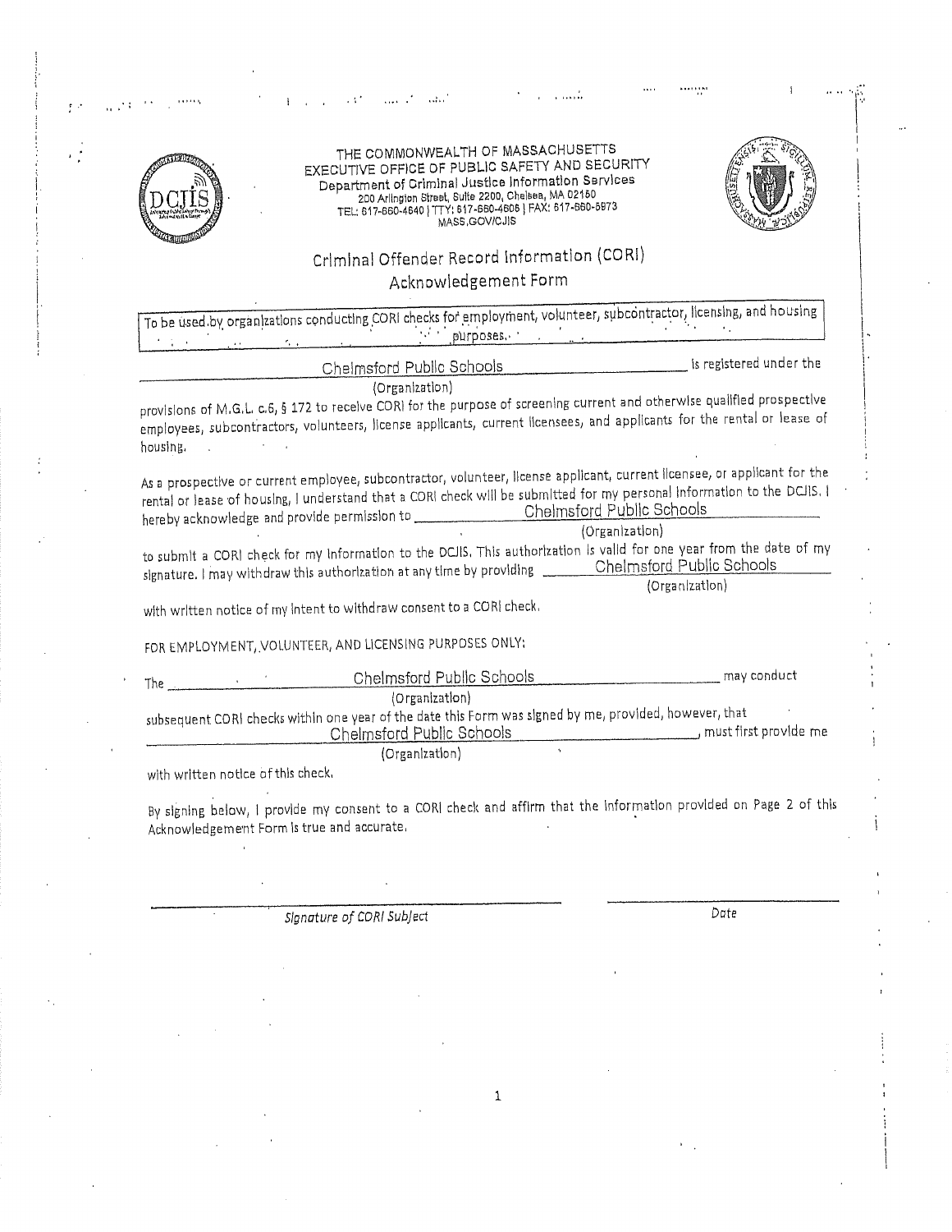THE COMMONWEALTH OF MASSACHUSETTS
EXECUTIVE OFFICE OF PUBLIC SAFETY AND SECURITY
Department of Criminal Justice Information Services
200 Arlington Street, Suite 2200, Chelsea, MA 02150
TEL: 617-660-4640 | TTY: 617-660-4606 | FAX: 617-660-5973
MASS.GOV/CJIS

# Criminal Offender Record Information (CORI) Acknowledgement Form

To be used by organizations conducting CORI checks for employment, volunteer, subcontractor, licensing, and housing purposes.

Chelmsford Public Schools (Organization) is registered under the provisions of M.G.L. c.6, § 172 to receive CORI for the purpose of screening current and otherwise qualified prospective employees, subcontractors, volunteers, license applicants, current licensees, and applicants for the rental or lease of housing.

As a prospective or current employee, subcontractor, volunteer, license applicant, current licensee, or applicant for the rental or lease of housing, I understand that a CORI check will be submitted for my personal information to the DCJIS. I hereby acknowledge and provide permission to Chelmsford Public Schools (Organization) to submit a CORI check for my information to the DCJIS. This authorization is valid for one year from the date of my signature. I may withdraw this authorization at any time by providing Chelmsford Public Schools (Organization) with written notice of my intent to withdraw consent to a CORI check.

FOR EMPLOYMENT, VOLUNTEER, AND LICENSING PURPOSES ONLY:

The Chelmsford Public Schools (Organization) may conduct subsequent CORI checks within one year of the date this Form was signed by me, provided, however, that Chelmsford Public Schools (Organization), must first provide me with written notice of this check.

By signing below, I provide my consent to a CORI check and affirm that the information provided on Page 2 of this Acknowledgement Form is true and accurate.

______________________________ ______________
*Signature of CORI Subject* *Date*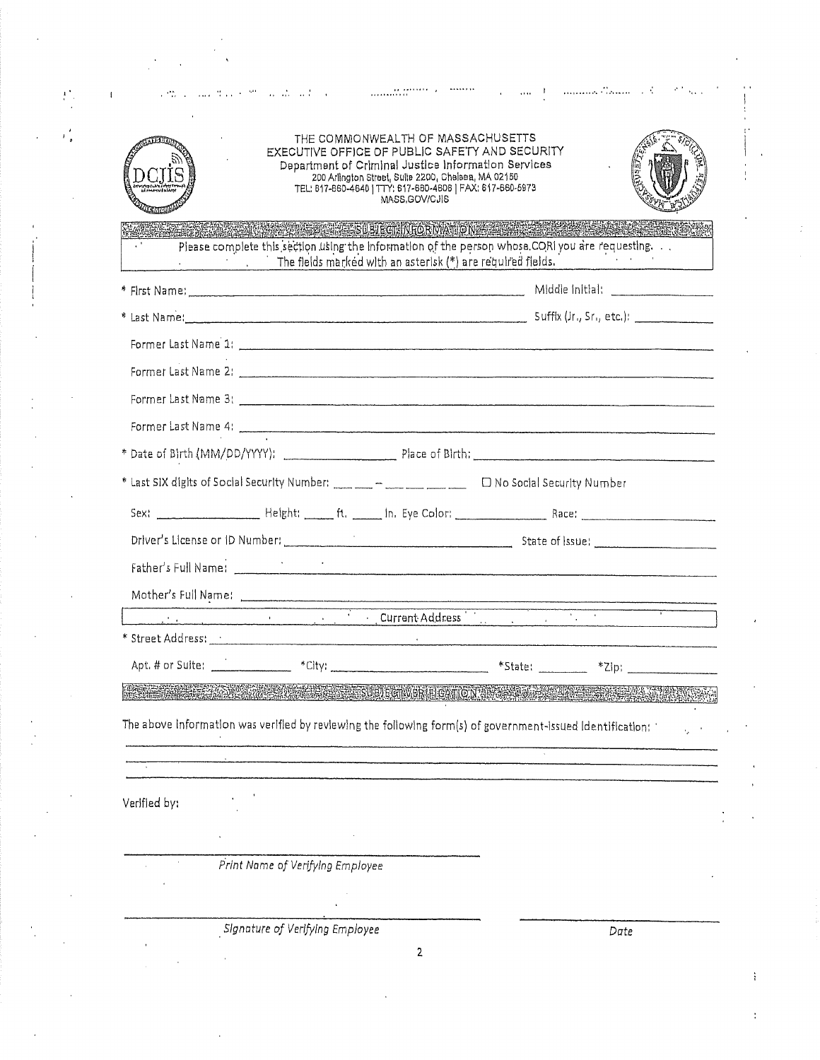THE COMMONWEALTH OF MASSACHUSETTS
EXECUTIVE OFFICE OF PUBLIC SAFETY AND SECURITY
Department of Criminal Justice Information Services
200 Arlington Street, Suite 2200, Chelsea, MA 02150
TEL: 617-660-4640 | TTY: 617-660-4606 | FAX: 617-660-5973
MASS.GOV/CJIS

## SUBJECT INFORMATION

Please complete this section using the information of the person whose CORI you are requesting.
The fields marked with an asterisk (*) are required fields.

* First Name: ______________________ Middle Initial: __________

* Last Name: ______________________ Suffix (Jr., Sr., etc.): __________

Former Last Name 1: ______________________

Former Last Name 2: ______________________

Former Last Name 3: ______________________

Former Last Name 4: ______________________

* Date of Birth (MM/DD/YYYY): __________ Place of Birth: ______________________

* Last SIX digits of Social Security Number: ___ ___ - ___ ___ ___ ___ ☐ No Social Security Number

Sex: __________ Height: _____ ft. _____ in. Eye Color: __________ Race: __________

Driver's License or ID Number: ______________________ State of Issue: __________

Father's Full Name: ______________________

Mother's Full Name: ______________________

**Current Address**

* Street Address: ______________________

Apt. # or Suite: __________ *City: __________ *State: ______ *Zip: __________

## SUBJECT VERIFICATION

The above information was verified by reviewing the following form(s) of government-issued identification:

______________________

______________________

______________________

Verified by:

______________________
*Print Name of Verifying Employee*

______________________ ______________________
*Signature of Verifying Employee* *Date*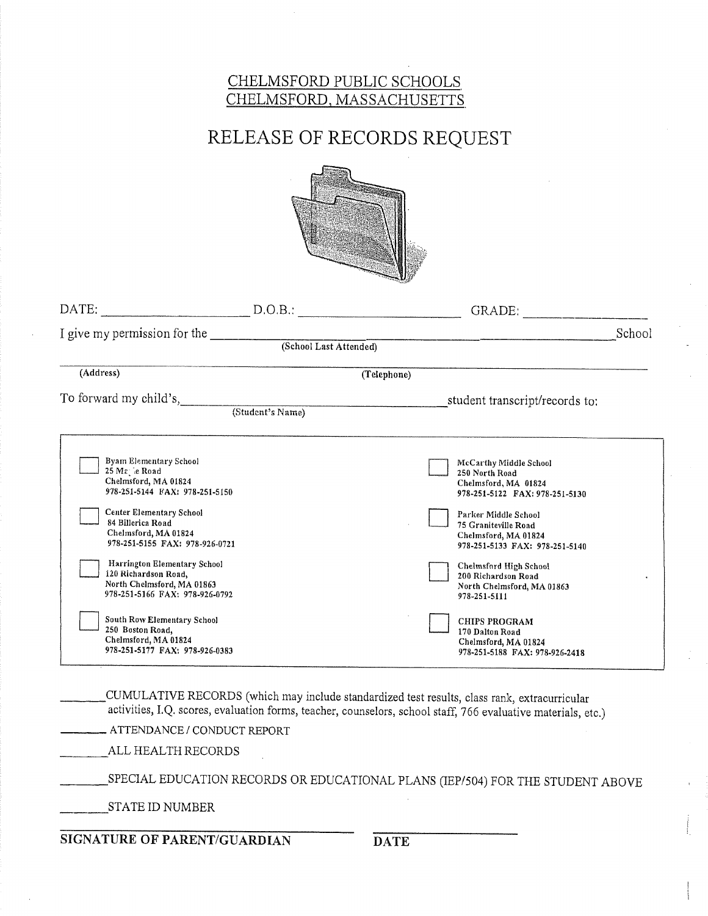# CHELMSFORD PUBLIC SCHOOLS
# CHELMSFORD, MASSACHUSETTS

# RELEASE OF RECORDS REQUEST

DATE: ____________________ D.O.B.: ______________________ GRADE: ________________

I give my permission for the ______________________________________________________ School
(School Last Attended)

______________________________________________________________________________
(Address) (Telephone)

To forward my child's, ________________________________________ student transcript/records to:
(Student's Name)

| | |
|---|---|
| ☐ Byam Elementary School<br>25 Ma_le Road<br>Chelmsford, MA 01824<br>978-251-5144 FAX: 978-251-5150 | ☐ McCarthy Middle School<br>250 North Road<br>Chelmsford, MA 01824<br>978-251-5122 FAX: 978-251-5130 |
| ☐ Center Elementary School<br>84 Billerica Road<br>Chelmsford, MA 01824<br>978-251-5155 FAX: 978-926-0721 | ☐ Parker Middle School<br>75 Graniteville Road<br>Chelmsford, MA 01824<br>978-251-5133 FAX: 978-251-5140 |
| ☐ Harrington Elementary School<br>120 Richardson Road,<br>North Chelmsford, MA 01863<br>978-251-5166 FAX: 978-926-0792 | ☐ Chelmsford High School<br>200 Richardson Road<br>North Chelmsford, MA 01863<br>978-251-5111 |
| ☐ South Row Elementary School<br>250 Boston Road,<br>Chelmsford, MA 01824<br>978-251-5177 FAX: 978-926-0383 | ☐ CHIPS PROGRAM<br>170 Dalton Road<br>Chelmsford, MA 01824<br>978-251-5188 FAX: 978-926-2418 |

_______ CUMULATIVE RECORDS (which may include standardized test results, class rank, extracurricular activities, I.Q. scores, evaluation forms, teacher, counselors, school staff, 766 evaluative materials, etc.)

_______ ATTENDANCE / CONDUCT REPORT

_______ ALL HEALTH RECORDS

_______ SPECIAL EDUCATION RECORDS OR EDUCATIONAL PLANS (IEP/504) FOR THE STUDENT ABOVE

_______ STATE ID NUMBER

______________________________________ ____________________

**SIGNATURE OF PARENT/GUARDIAN** **DATE**